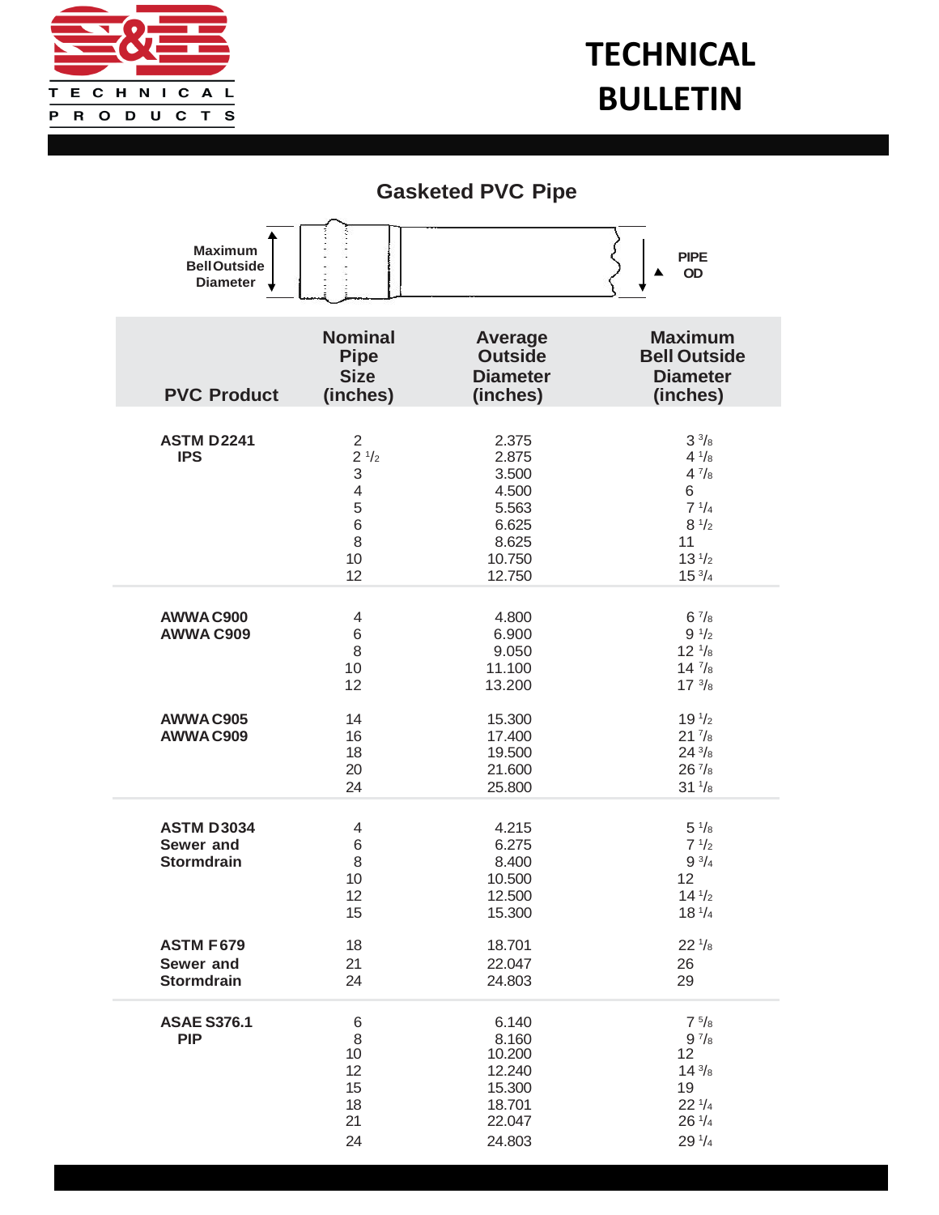# TECHNICAL BULLETIN

S&B TECHNICAL PRODUCTS

## Gasketed PVC Pipe

Maximum Bell Outside Diameter — PIPE OD

| PVC Product | Nominal Pipe Size (inches) | Average Outside Diameter (inches) | Maximum Bell Outside Diameter (inches) |
|---|---|---|---|
| **ASTM D2241 IPS** | 2 | 2.375 | 3 3/8 |
| | 2 1/2 | 2.875 | 4 1/8 |
| | 3 | 3.500 | 4 7/8 |
| | 4 | 4.500 | 6 |
| | 5 | 5.563 | 7 1/4 |
| | 6 | 6.625 | 8 1/2 |
| | 8 | 8.625 | 11 |
| | 10 | 10.750 | 13 1/2 |
| | 12 | 12.750 | 15 3/4 |
| **AWWA C900 AWWA C909** | 4 | 4.800 | 6 7/8 |
| | 6 | 6.900 | 9 1/2 |
| | 8 | 9.050 | 12 1/8 |
| | 10 | 11.100 | 14 7/8 |
| | 12 | 13.200 | 17 3/8 |
| **AWWA C905 AWWA C909** | 14 | 15.300 | 19 1/2 |
| | 16 | 17.400 | 21 7/8 |
| | 18 | 19.500 | 24 3/8 |
| | 20 | 21.600 | 26 7/8 |
| | 24 | 25.800 | 31 1/8 |
| **ASTM D3034 Sewer and Stormdrain** | 4 | 4.215 | 5 1/8 |
| | 6 | 6.275 | 7 1/2 |
| | 8 | 8.400 | 9 3/4 |
| | 10 | 10.500 | 12 |
| | 12 | 12.500 | 14 1/2 |
| | 15 | 15.300 | 18 1/4 |
| **ASTM F679 Sewer and Stormdrain** | 18 | 18.701 | 22 1/8 |
| | 21 | 22.047 | 26 |
| | 24 | 24.803 | 29 |
| **ASAE S376.1 PIP** | 6 | 6.140 | 7 5/8 |
| | 8 | 8.160 | 9 7/8 |
| | 10 | 10.200 | 12 |
| | 12 | 12.240 | 14 3/8 |
| | 15 | 15.300 | 19 |
| | 18 | 18.701 | 22 1/4 |
| | 21 | 22.047 | 26 1/4 |
| | 24 | 24.803 | 29 1/4 |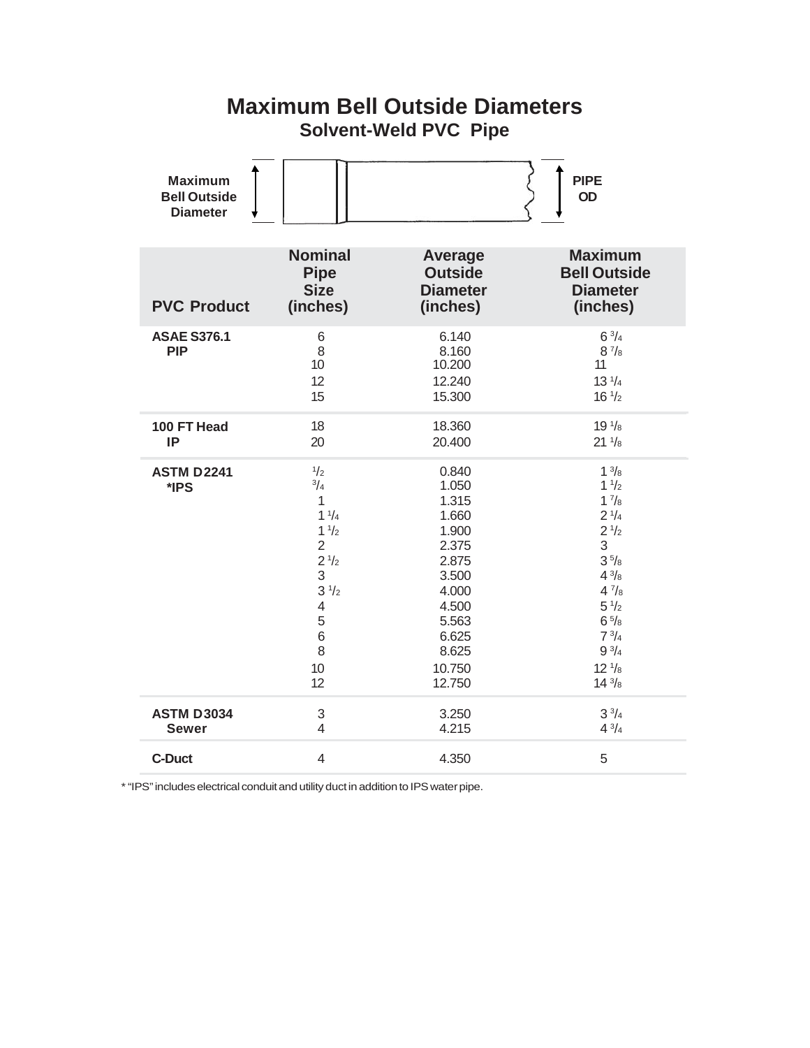# Maximum Bell Outside Diameters

## Solvent-Weld PVC Pipe

Maximum Bell Outside Diameter

PIPE OD

| PVC Product | Nominal Pipe Size (inches) | Average Outside Diameter (inches) | Maximum Bell Outside Diameter (inches) |
|---|---|---|---|
| **ASAE S376.1 PIP** | 6 | 6.140 | 6 3/4 |
| | 8 | 8.160 | 8 7/8 |
| | 10 | 10.200 | 11 |
| | 12 | 12.240 | 13 1/4 |
| | 15 | 15.300 | 16 1/2 |
| **100 FT Head IP** | 18 | 18.360 | 19 1/8 |
| | 20 | 20.400 | 21 1/8 |
| **ASTM D2241 *IPS** | 1/2 | 0.840 | 1 3/8 |
| | 3/4 | 1.050 | 1 1/2 |
| | 1 | 1.315 | 1 7/8 |
| | 1 1/4 | 1.660 | 2 1/4 |
| | 1 1/2 | 1.900 | 2 1/2 |
| | 2 | 2.375 | 3 |
| | 2 1/2 | 2.875 | 3 5/8 |
| | 3 | 3.500 | 4 3/8 |
| | 3 1/2 | 4.000 | 4 7/8 |
| | 4 | 4.500 | 5 1/2 |
| | 5 | 5.563 | 6 5/8 |
| | 6 | 6.625 | 7 3/4 |
| | 8 | 8.625 | 9 3/4 |
| | 10 | 10.750 | 12 1/8 |
| | 12 | 12.750 | 14 3/8 |
| **ASTM D3034 Sewer** | 3 | 3.250 | 3 3/4 |
| | 4 | 4.215 | 4 3/4 |
| **C-Duct** | 4 | 4.350 | 5 |

* "IPS" includes electrical conduit and utility duct in addition to IPS water pipe.